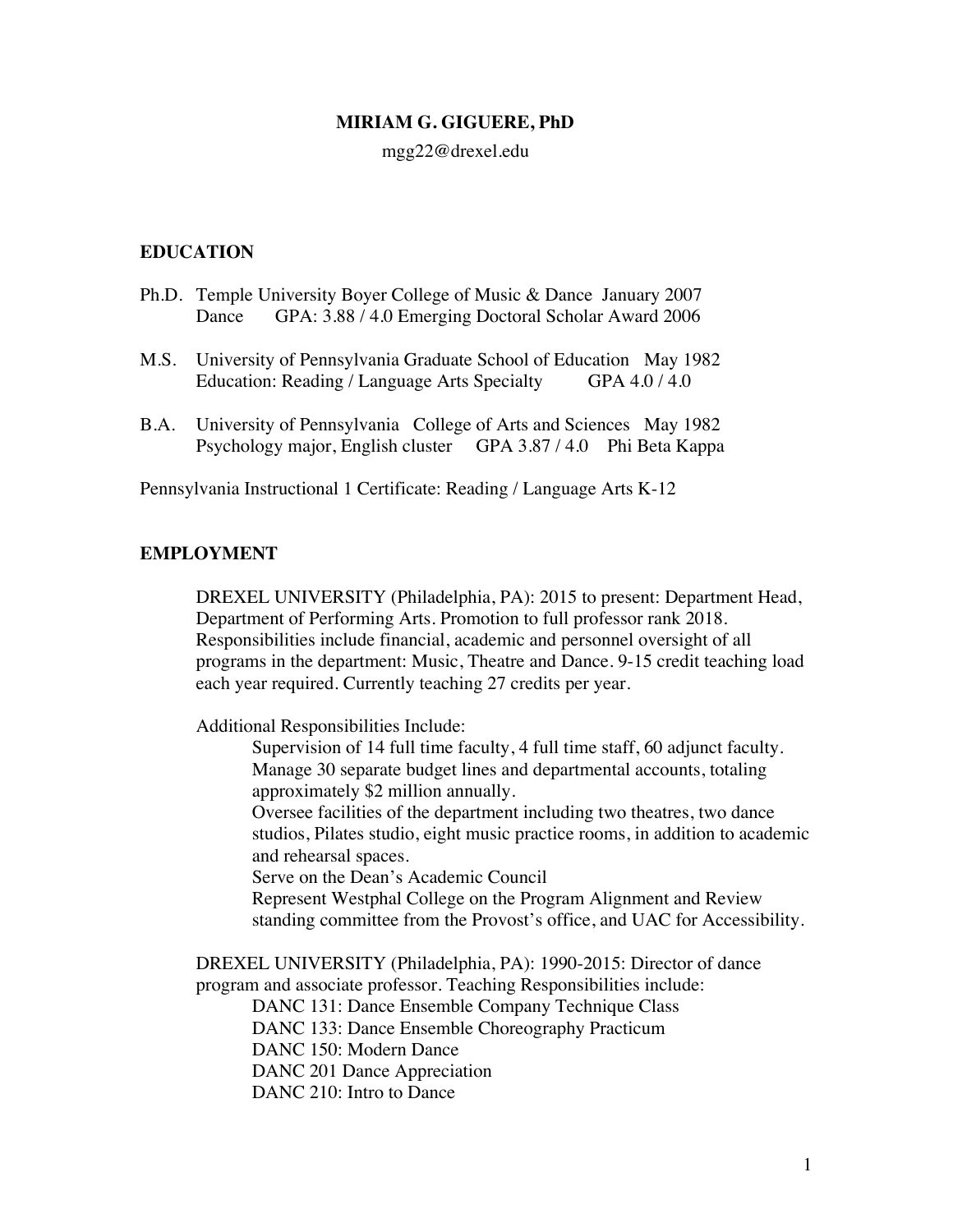# MIRIAM G. GIGUERE, PhD

mgg22@drexel.edu

## EDUCATION

Ph.D. Temple University Boyer College of Music & Dance January 2007
Dance GPA: 3.88 / 4.0 Emerging Doctoral Scholar Award 2006

M.S. University of Pennsylvania Graduate School of Education May 1982
Education: Reading / Language Arts Specialty GPA 4.0 / 4.0

B.A. University of Pennsylvania College of Arts and Sciences May 1982
Psychology major, English cluster GPA 3.87 / 4.0 Phi Beta Kappa

Pennsylvania Instructional 1 Certificate: Reading / Language Arts K-12

## EMPLOYMENT

DREXEL UNIVERSITY (Philadelphia, PA): 2015 to present: Department Head, Department of Performing Arts. Promotion to full professor rank 2018. Responsibilities include financial, academic and personnel oversight of all programs in the department: Music, Theatre and Dance. 9-15 credit teaching load each year required. Currently teaching 27 credits per year.

Additional Responsibilities Include:

- Supervision of 14 full time faculty, 4 full time staff, 60 adjunct faculty.
- Manage 30 separate budget lines and departmental accounts, totaling approximately $2 million annually.
- Oversee facilities of the department including two theatres, two dance studios, Pilates studio, eight music practice rooms, in addition to academic and rehearsal spaces.
- Serve on the Dean's Academic Council
- Represent Westphal College on the Program Alignment and Review standing committee from the Provost's office, and UAC for Accessibility.

DREXEL UNIVERSITY (Philadelphia, PA): 1990-2015: Director of dance program and associate professor. Teaching Responsibilities include:

- DANC 131: Dance Ensemble Company Technique Class
- DANC 133: Dance Ensemble Choreography Practicum
- DANC 150: Modern Dance
- DANC 201 Dance Appreciation
- DANC 210: Intro to Dance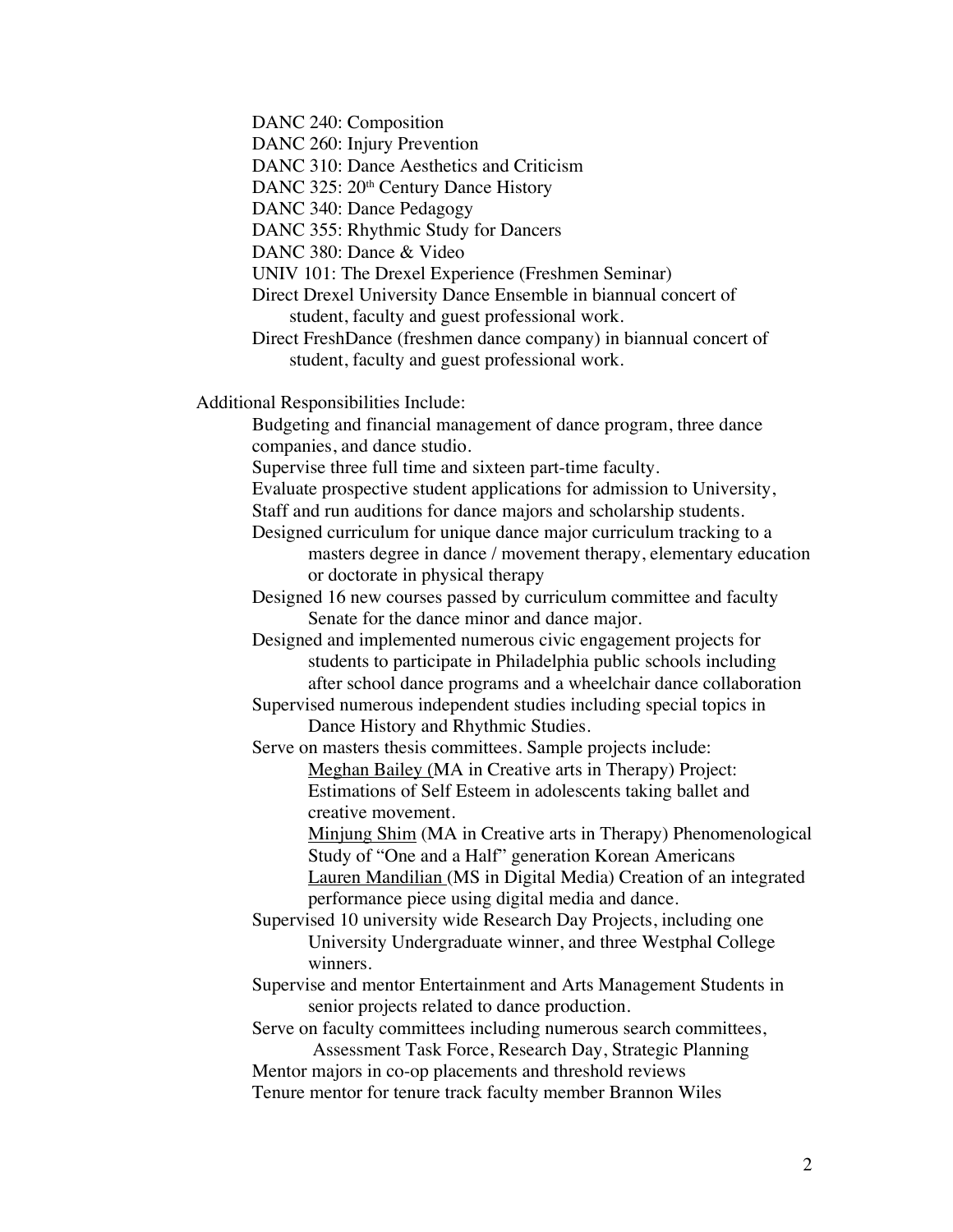DANC 240: Composition
DANC 260: Injury Prevention
DANC 310: Dance Aesthetics and Criticism
DANC 325: 20th Century Dance History
DANC 340: Dance Pedagogy
DANC 355: Rhythmic Study for Dancers
DANC 380: Dance & Video
UNIV 101: The Drexel Experience (Freshmen Seminar)
Direct Drexel University Dance Ensemble in biannual concert of student, faculty and guest professional work.
Direct FreshDance (freshmen dance company) in biannual concert of student, faculty and guest professional work.

Additional Responsibilities Include:

- Budgeting and financial management of dance program, three dance companies, and dance studio.
- Supervise three full time and sixteen part-time faculty.
- Evaluate prospective student applications for admission to University,
- Staff and run auditions for dance majors and scholarship students.
- Designed curriculum for unique dance major curriculum tracking to a masters degree in dance / movement therapy, elementary education or doctorate in physical therapy
- Designed 16 new courses passed by curriculum committee and faculty Senate for the dance minor and dance major.
- Designed and implemented numerous civic engagement projects for students to participate in Philadelphia public schools including after school dance programs and a wheelchair dance collaboration
- Supervised numerous independent studies including special topics in Dance History and Rhythmic Studies.
- Serve on masters thesis committees. Sample projects include:
  - <u>Meghan Bailey (</u>MA in Creative arts in Therapy) Project: Estimations of Self Esteem in adolescents taking ballet and creative movement.
  - <u>Minjung Shim</u> (MA in Creative arts in Therapy) Phenomenological Study of "One and a Half" generation Korean Americans
  - <u>Lauren Mandilian (</u>MS in Digital Media) Creation of an integrated performance piece using digital media and dance.
- Supervised 10 university wide Research Day Projects, including one University Undergraduate winner, and three Westphal College winners.
- Supervise and mentor Entertainment and Arts Management Students in senior projects related to dance production.
- Serve on faculty committees including numerous search committees, Assessment Task Force, Research Day, Strategic Planning
- Mentor majors in co-op placements and threshold reviews
- Tenure mentor for tenure track faculty member Brannon Wiles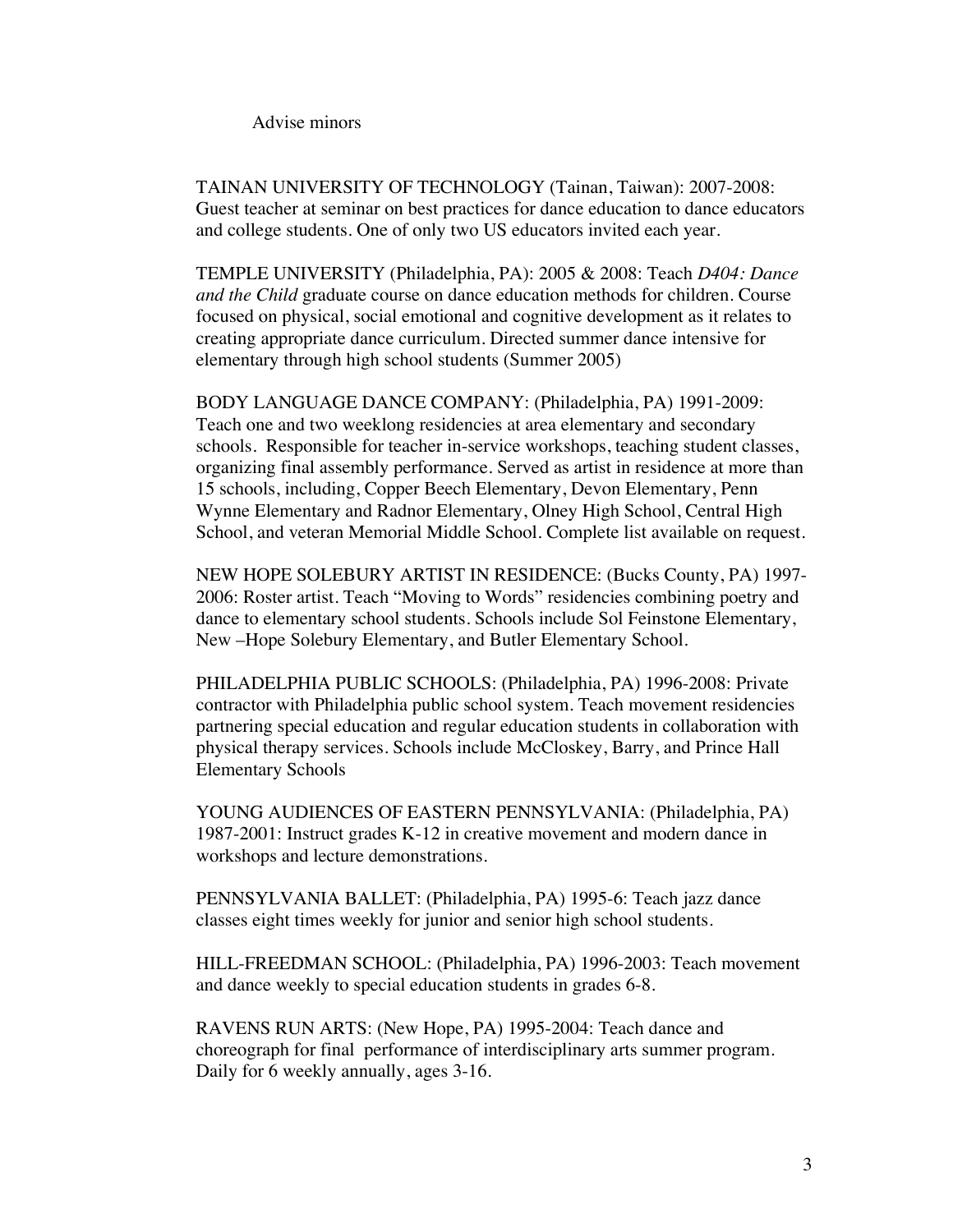Advise minors

TAINAN UNIVERSITY OF TECHNOLOGY (Tainan, Taiwan): 2007-2008: Guest teacher at seminar on best practices for dance education to dance educators and college students. One of only two US educators invited each year.

TEMPLE UNIVERSITY (Philadelphia, PA): 2005 & 2008: Teach *D404: Dance and the Child* graduate course on dance education methods for children. Course focused on physical, social emotional and cognitive development as it relates to creating appropriate dance curriculum. Directed summer dance intensive for elementary through high school students (Summer 2005)

BODY LANGUAGE DANCE COMPANY: (Philadelphia, PA) 1991-2009: Teach one and two weeklong residencies at area elementary and secondary schools. Responsible for teacher in-service workshops, teaching student classes, organizing final assembly performance. Served as artist in residence at more than 15 schools, including, Copper Beech Elementary, Devon Elementary, Penn Wynne Elementary and Radnor Elementary, Olney High School, Central High School, and veteran Memorial Middle School. Complete list available on request.

NEW HOPE SOLEBURY ARTIST IN RESIDENCE: (Bucks County, PA) 1997-2006: Roster artist. Teach "Moving to Words" residencies combining poetry and dance to elementary school students. Schools include Sol Feinstone Elementary, New –Hope Solebury Elementary, and Butler Elementary School.

PHILADELPHIA PUBLIC SCHOOLS: (Philadelphia, PA) 1996-2008: Private contractor with Philadelphia public school system. Teach movement residencies partnering special education and regular education students in collaboration with physical therapy services. Schools include McCloskey, Barry, and Prince Hall Elementary Schools

YOUNG AUDIENCES OF EASTERN PENNSYLVANIA: (Philadelphia, PA) 1987-2001: Instruct grades K-12 in creative movement and modern dance in workshops and lecture demonstrations.

PENNSYLVANIA BALLET: (Philadelphia, PA) 1995-6: Teach jazz dance classes eight times weekly for junior and senior high school students.

HILL-FREEDMAN SCHOOL: (Philadelphia, PA) 1996-2003: Teach movement and dance weekly to special education students in grades 6-8.

RAVENS RUN ARTS: (New Hope, PA) 1995-2004: Teach dance and choreograph for final performance of interdisciplinary arts summer program. Daily for 6 weekly annually, ages 3-16.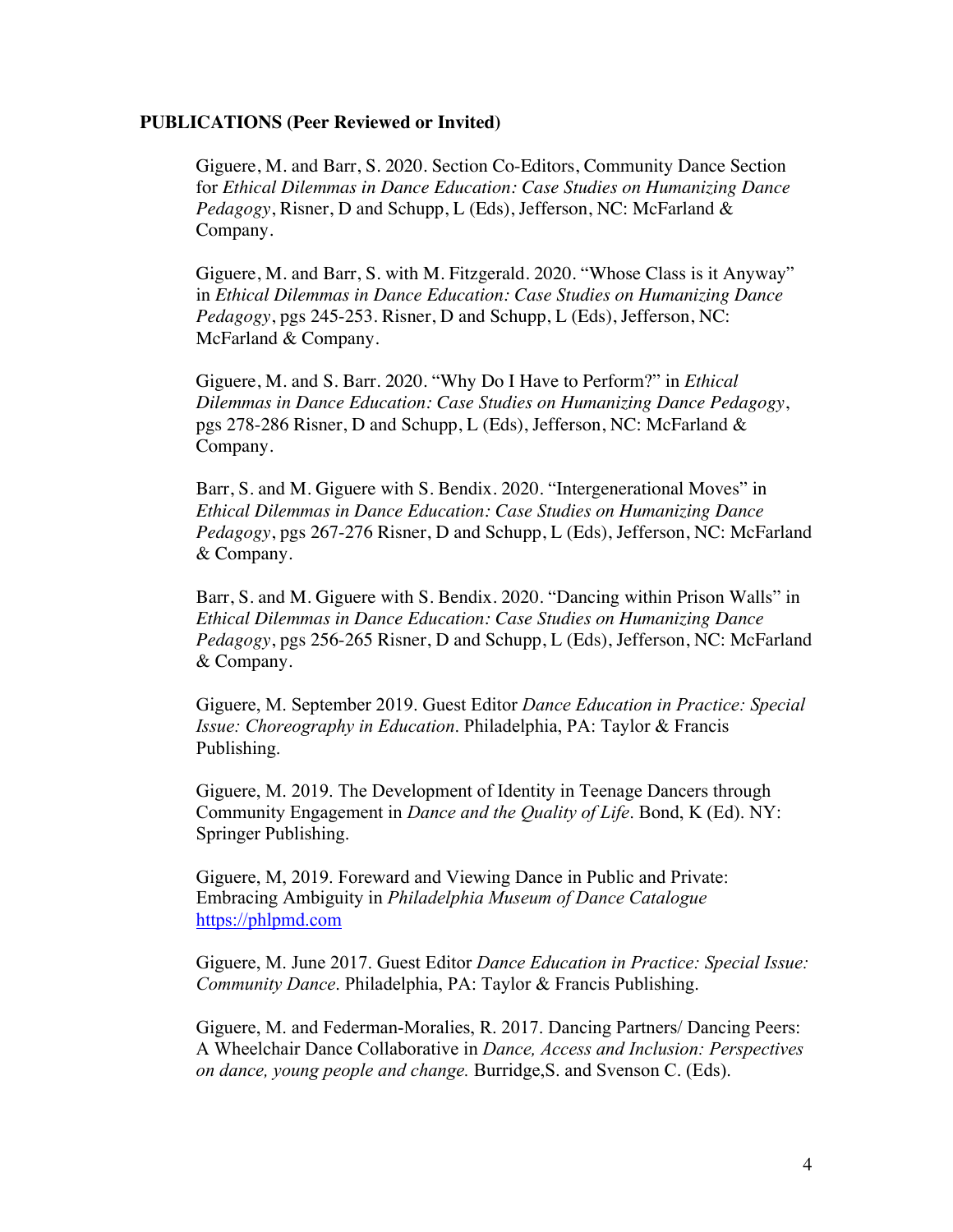**PUBLICATIONS (Peer Reviewed or Invited)**

Giguere, M. and Barr, S. 2020. Section Co-Editors, Community Dance Section for *Ethical Dilemmas in Dance Education: Case Studies on Humanizing Dance Pedagogy*, Risner, D and Schupp, L (Eds), Jefferson, NC: McFarland & Company.

Giguere, M. and Barr, S. with M. Fitzgerald. 2020. "Whose Class is it Anyway" in *Ethical Dilemmas in Dance Education: Case Studies on Humanizing Dance Pedagogy*, pgs 245-253. Risner, D and Schupp, L (Eds), Jefferson, NC: McFarland & Company.

Giguere, M. and S. Barr. 2020. "Why Do I Have to Perform?" in *Ethical Dilemmas in Dance Education: Case Studies on Humanizing Dance Pedagogy*, pgs 278-286 Risner, D and Schupp, L (Eds), Jefferson, NC: McFarland & Company.

Barr, S. and M. Giguere with S. Bendix. 2020. "Intergenerational Moves" in *Ethical Dilemmas in Dance Education: Case Studies on Humanizing Dance Pedagogy*, pgs 267-276 Risner, D and Schupp, L (Eds), Jefferson, NC: McFarland & Company.

Barr, S. and M. Giguere with S. Bendix. 2020. "Dancing within Prison Walls" in *Ethical Dilemmas in Dance Education: Case Studies on Humanizing Dance Pedagogy*, pgs 256-265 Risner, D and Schupp, L (Eds), Jefferson, NC: McFarland & Company.

Giguere, M. September 2019. Guest Editor *Dance Education in Practice: Special Issue: Choreography in Education*. Philadelphia, PA: Taylor & Francis Publishing.

Giguere, M. 2019. The Development of Identity in Teenage Dancers through Community Engagement in *Dance and the Quality of Life*. Bond, K (Ed). NY: Springer Publishing.

Giguere, M, 2019. Foreward and Viewing Dance in Public and Private: Embracing Ambiguity in *Philadelphia Museum of Dance Catalogue* https://phlpmd.com

Giguere, M. June 2017. Guest Editor *Dance Education in Practice: Special Issue: Community Dance*. Philadelphia, PA: Taylor & Francis Publishing.

Giguere, M. and Federman-Moralies, R. 2017. Dancing Partners/ Dancing Peers: A Wheelchair Dance Collaborative in *Dance, Access and Inclusion: Perspectives on dance, young people and change.* Burridge,S. and Svenson C. (Eds).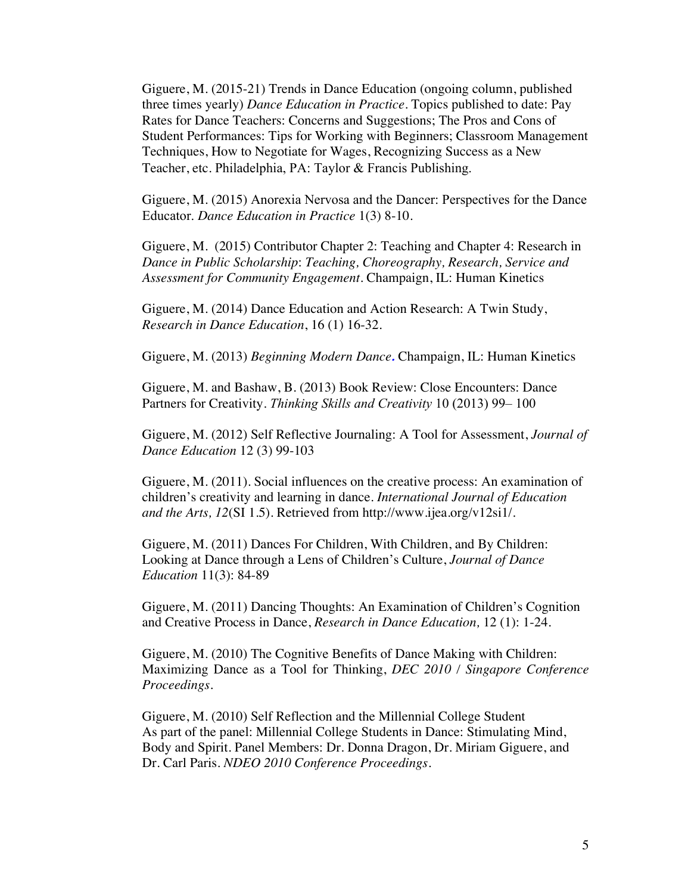Giguere, M. (2015-21) Trends in Dance Education (ongoing column, published three times yearly) *Dance Education in Practice*. Topics published to date: Pay Rates for Dance Teachers: Concerns and Suggestions; The Pros and Cons of Student Performances: Tips for Working with Beginners; Classroom Management Techniques, How to Negotiate for Wages, Recognizing Success as a New Teacher, etc. Philadelphia, PA: Taylor & Francis Publishing.

Giguere, M. (2015) Anorexia Nervosa and the Dancer: Perspectives for the Dance Educator. *Dance Education in Practice* 1(3) 8-10.

Giguere, M. (2015) Contributor Chapter 2: Teaching and Chapter 4: Research in *Dance in Public Scholarship*: *Teaching, Choreography, Research, Service and Assessment for Community Engagement*. Champaign, IL: Human Kinetics

Giguere, M. (2014) Dance Education and Action Research: A Twin Study, *Research in Dance Education*, 16 (1) 16-32.

Giguere, M. (2013) *Beginning Modern Dance.* Champaign, IL: Human Kinetics

Giguere, M. and Bashaw, B. (2013) Book Review: Close Encounters: Dance Partners for Creativity. *Thinking Skills and Creativity* 10 (2013) 99– 100

Giguere, M. (2012) Self Reflective Journaling: A Tool for Assessment, *Journal of Dance Education* 12 (3) 99-103

Giguere, M. (2011). Social influences on the creative process: An examination of children's creativity and learning in dance. *International Journal of Education and the Arts, 12*(SI 1.5). Retrieved from http://www.ijea.org/v12si1/.

Giguere, M. (2011) Dances For Children, With Children, and By Children: Looking at Dance through a Lens of Children's Culture, *Journal of Dance Education* 11(3): 84-89

Giguere, M. (2011) Dancing Thoughts: An Examination of Children's Cognition and Creative Process in Dance, *Research in Dance Education,* 12 (1): 1-24.

Giguere, M. (2010) The Cognitive Benefits of Dance Making with Children: Maximizing Dance as a Tool for Thinking, *DEC 2010 / Singapore Conference Proceedings*.

Giguere, M. (2010) Self Reflection and the Millennial College Student As part of the panel: Millennial College Students in Dance: Stimulating Mind, Body and Spirit. Panel Members: Dr. Donna Dragon, Dr. Miriam Giguere, and Dr. Carl Paris. *NDEO 2010 Conference Proceedings*.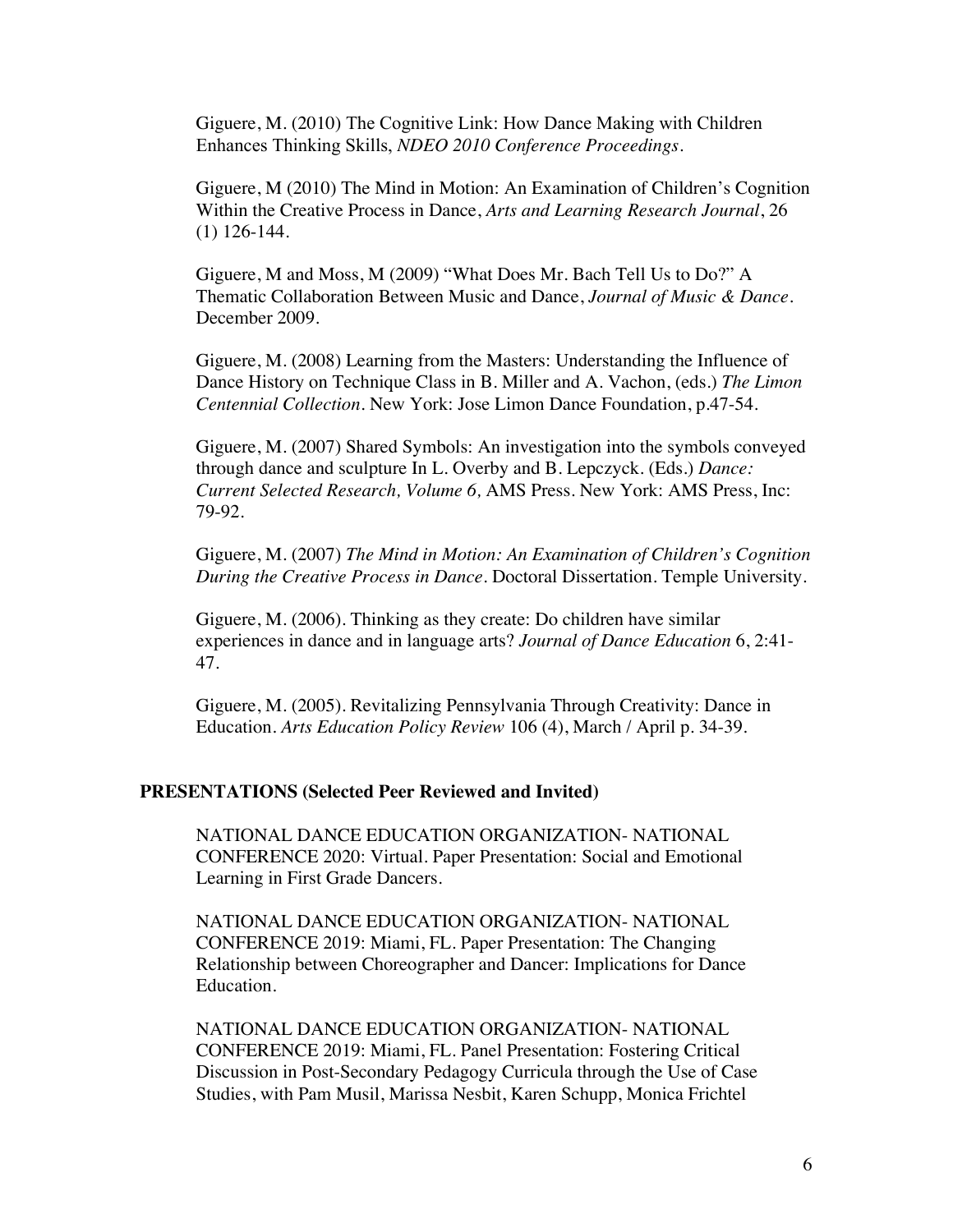Giguere, M. (2010) The Cognitive Link: How Dance Making with Children Enhances Thinking Skills, *NDEO 2010 Conference Proceedings*.

Giguere, M (2010) The Mind in Motion: An Examination of Children's Cognition Within the Creative Process in Dance, *Arts and Learning Research Journal*, 26 (1) 126-144.

Giguere, M and Moss, M (2009) "What Does Mr. Bach Tell Us to Do?" A Thematic Collaboration Between Music and Dance, *Journal of Music & Dance*. December 2009.

Giguere, M. (2008) Learning from the Masters: Understanding the Influence of Dance History on Technique Class in B. Miller and A. Vachon, (eds.) *The Limon Centennial Collection*. New York: Jose Limon Dance Foundation, p.47-54.

Giguere, M. (2007) Shared Symbols: An investigation into the symbols conveyed through dance and sculpture In L. Overby and B. Lepczyck. (Eds.) *Dance: Current Selected Research, Volume 6,* AMS Press. New York: AMS Press, Inc: 79-92.

Giguere, M. (2007) *The Mind in Motion: An Examination of Children's Cognition During the Creative Process in Dance*. Doctoral Dissertation. Temple University.

Giguere, M. (2006). Thinking as they create: Do children have similar experiences in dance and in language arts? *Journal of Dance Education* 6, 2:41-47.

Giguere, M. (2005). Revitalizing Pennsylvania Through Creativity: Dance in Education. *Arts Education Policy Review* 106 (4), March / April p. 34-39.

## PRESENTATIONS (Selected Peer Reviewed and Invited)

NATIONAL DANCE EDUCATION ORGANIZATION- NATIONAL CONFERENCE 2020: Virtual. Paper Presentation: Social and Emotional Learning in First Grade Dancers.

NATIONAL DANCE EDUCATION ORGANIZATION- NATIONAL CONFERENCE 2019: Miami, FL. Paper Presentation: The Changing Relationship between Choreographer and Dancer: Implications for Dance Education.

NATIONAL DANCE EDUCATION ORGANIZATION- NATIONAL CONFERENCE 2019: Miami, FL. Panel Presentation: Fostering Critical Discussion in Post-Secondary Pedagogy Curricula through the Use of Case Studies, with Pam Musil, Marissa Nesbit, Karen Schupp, Monica Frichtel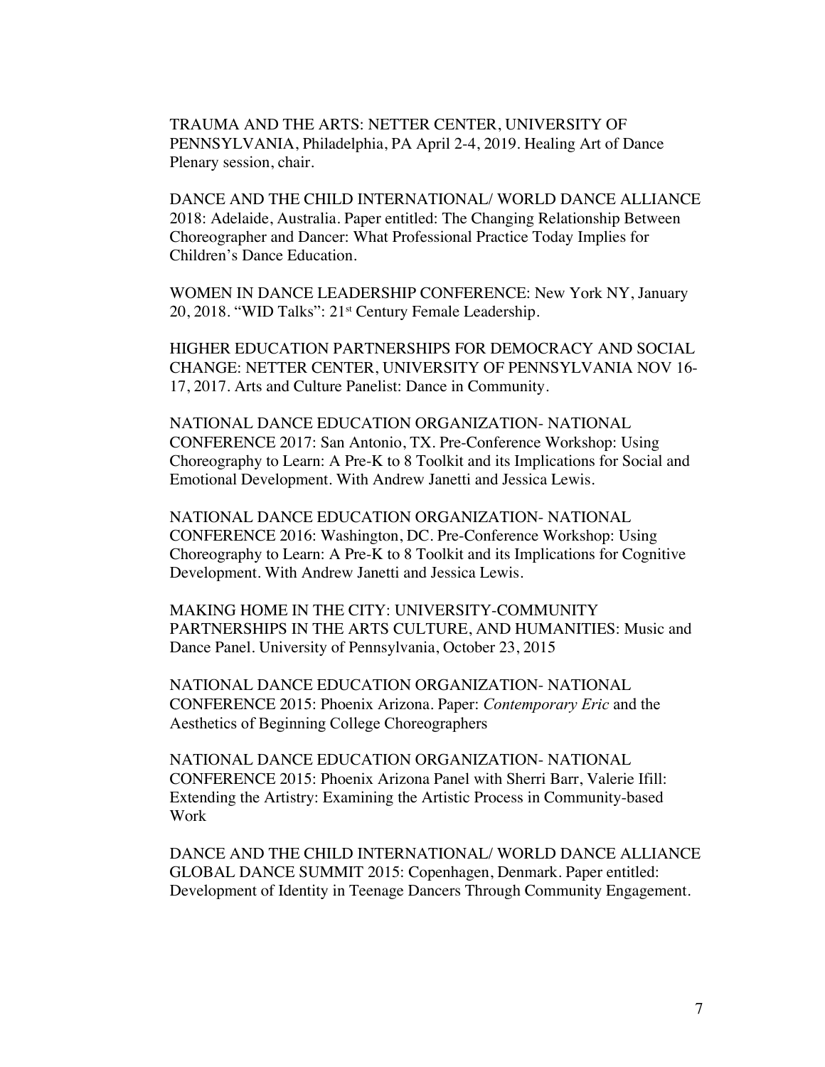TRAUMA AND THE ARTS: NETTER CENTER, UNIVERSITY OF PENNSYLVANIA, Philadelphia, PA April 2-4, 2019. Healing Art of Dance Plenary session, chair.

DANCE AND THE CHILD INTERNATIONAL/ WORLD DANCE ALLIANCE 2018: Adelaide, Australia. Paper entitled: The Changing Relationship Between Choreographer and Dancer: What Professional Practice Today Implies for Children's Dance Education.

WOMEN IN DANCE LEADERSHIP CONFERENCE: New York NY, January 20, 2018. "WID Talks": 21st Century Female Leadership.

HIGHER EDUCATION PARTNERSHIPS FOR DEMOCRACY AND SOCIAL CHANGE: NETTER CENTER, UNIVERSITY OF PENNSYLVANIA NOV 16-17, 2017. Arts and Culture Panelist: Dance in Community.

NATIONAL DANCE EDUCATION ORGANIZATION- NATIONAL CONFERENCE 2017: San Antonio, TX. Pre-Conference Workshop: Using Choreography to Learn: A Pre-K to 8 Toolkit and its Implications for Social and Emotional Development. With Andrew Janetti and Jessica Lewis.

NATIONAL DANCE EDUCATION ORGANIZATION- NATIONAL CONFERENCE 2016: Washington, DC. Pre-Conference Workshop: Using Choreography to Learn: A Pre-K to 8 Toolkit and its Implications for Cognitive Development. With Andrew Janetti and Jessica Lewis.

MAKING HOME IN THE CITY: UNIVERSITY-COMMUNITY PARTNERSHIPS IN THE ARTS CULTURE, AND HUMANITIES: Music and Dance Panel. University of Pennsylvania, October 23, 2015

NATIONAL DANCE EDUCATION ORGANIZATION- NATIONAL CONFERENCE 2015: Phoenix Arizona. Paper: *Contemporary Eric* and the Aesthetics of Beginning College Choreographers

NATIONAL DANCE EDUCATION ORGANIZATION- NATIONAL CONFERENCE 2015: Phoenix Arizona Panel with Sherri Barr, Valerie Ifill: Extending the Artistry: Examining the Artistic Process in Community-based Work

DANCE AND THE CHILD INTERNATIONAL/ WORLD DANCE ALLIANCE GLOBAL DANCE SUMMIT 2015: Copenhagen, Denmark. Paper entitled: Development of Identity in Teenage Dancers Through Community Engagement.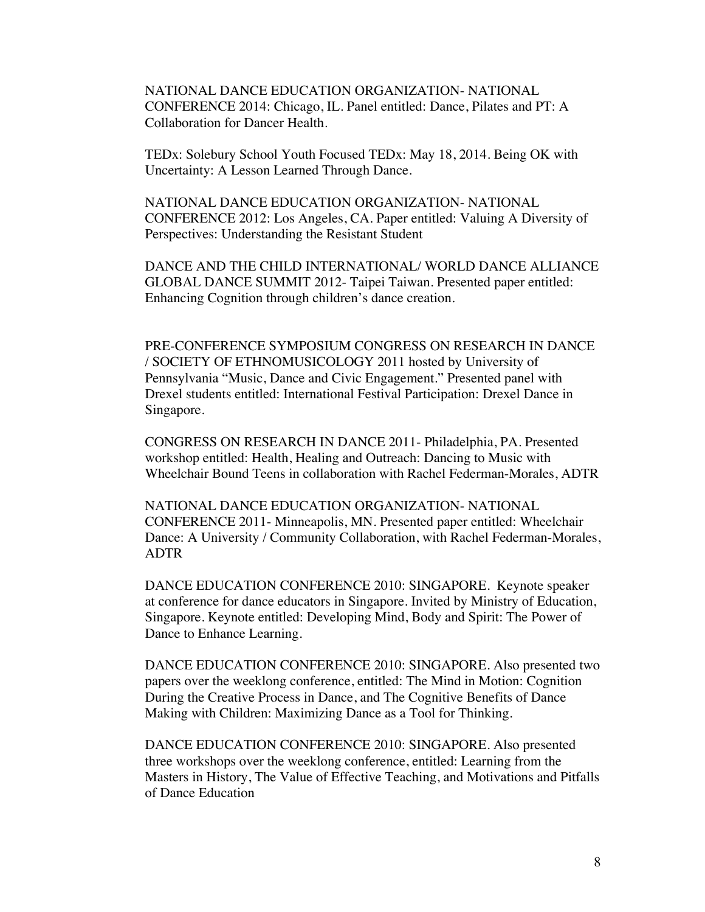NATIONAL DANCE EDUCATION ORGANIZATION- NATIONAL CONFERENCE 2014: Chicago, IL. Panel entitled: Dance, Pilates and PT: A Collaboration for Dancer Health.

TEDx: Solebury School Youth Focused TEDx: May 18, 2014. Being OK with Uncertainty: A Lesson Learned Through Dance.

NATIONAL DANCE EDUCATION ORGANIZATION- NATIONAL CONFERENCE 2012: Los Angeles, CA. Paper entitled: Valuing A Diversity of Perspectives: Understanding the Resistant Student

DANCE AND THE CHILD INTERNATIONAL/ WORLD DANCE ALLIANCE GLOBAL DANCE SUMMIT 2012- Taipei Taiwan. Presented paper entitled: Enhancing Cognition through children's dance creation.

PRE-CONFERENCE SYMPOSIUM CONGRESS ON RESEARCH IN DANCE / SOCIETY OF ETHNOMUSICOLOGY 2011 hosted by University of Pennsylvania "Music, Dance and Civic Engagement." Presented panel with Drexel students entitled: International Festival Participation: Drexel Dance in Singapore.

CONGRESS ON RESEARCH IN DANCE 2011- Philadelphia, PA. Presented workshop entitled: Health, Healing and Outreach: Dancing to Music with Wheelchair Bound Teens in collaboration with Rachel Federman-Morales, ADTR

NATIONAL DANCE EDUCATION ORGANIZATION- NATIONAL CONFERENCE 2011- Minneapolis, MN. Presented paper entitled: Wheelchair Dance: A University / Community Collaboration, with Rachel Federman-Morales, ADTR

DANCE EDUCATION CONFERENCE 2010: SINGAPORE. Keynote speaker at conference for dance educators in Singapore. Invited by Ministry of Education, Singapore. Keynote entitled: Developing Mind, Body and Spirit: The Power of Dance to Enhance Learning.

DANCE EDUCATION CONFERENCE 2010: SINGAPORE. Also presented two papers over the weeklong conference, entitled: The Mind in Motion: Cognition During the Creative Process in Dance, and The Cognitive Benefits of Dance Making with Children: Maximizing Dance as a Tool for Thinking.

DANCE EDUCATION CONFERENCE 2010: SINGAPORE. Also presented three workshops over the weeklong conference, entitled: Learning from the Masters in History, The Value of Effective Teaching, and Motivations and Pitfalls of Dance Education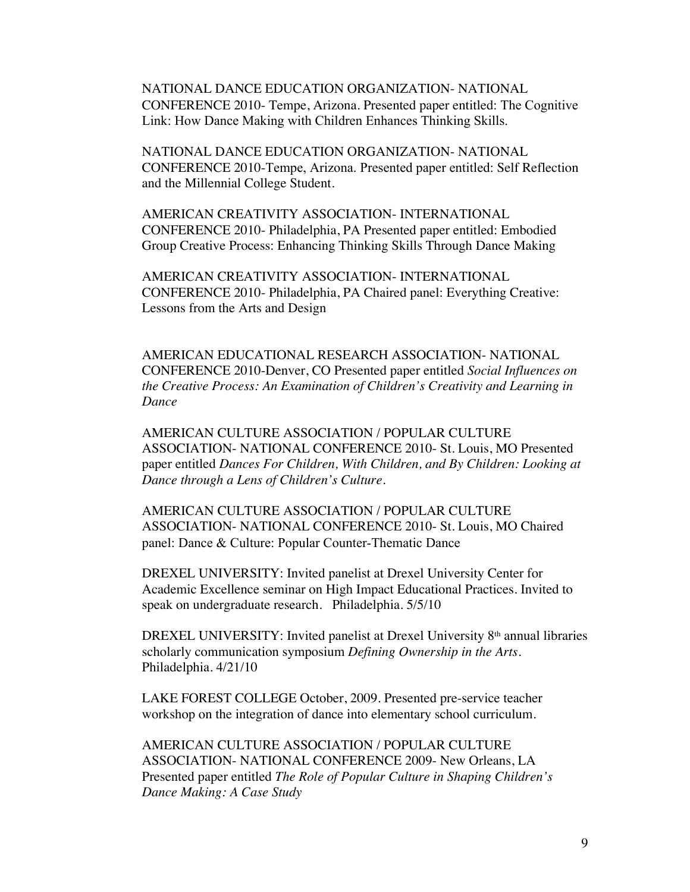NATIONAL DANCE EDUCATION ORGANIZATION- NATIONAL CONFERENCE 2010- Tempe, Arizona. Presented paper entitled: The Cognitive Link: How Dance Making with Children Enhances Thinking Skills.

NATIONAL DANCE EDUCATION ORGANIZATION- NATIONAL CONFERENCE 2010-Tempe, Arizona. Presented paper entitled: Self Reflection and the Millennial College Student.

AMERICAN CREATIVITY ASSOCIATION- INTERNATIONAL CONFERENCE 2010- Philadelphia, PA Presented paper entitled: Embodied Group Creative Process: Enhancing Thinking Skills Through Dance Making

AMERICAN CREATIVITY ASSOCIATION- INTERNATIONAL CONFERENCE 2010- Philadelphia, PA Chaired panel: Everything Creative: Lessons from the Arts and Design

AMERICAN EDUCATIONAL RESEARCH ASSOCIATION- NATIONAL CONFERENCE 2010-Denver, CO Presented paper entitled *Social Influences on the Creative Process: An Examination of Children's Creativity and Learning in Dance*

AMERICAN CULTURE ASSOCIATION / POPULAR CULTURE ASSOCIATION- NATIONAL CONFERENCE 2010- St. Louis, MO Presented paper entitled *Dances For Children, With Children, and By Children: Looking at Dance through a Lens of Children's Culture*.

AMERICAN CULTURE ASSOCIATION / POPULAR CULTURE ASSOCIATION- NATIONAL CONFERENCE 2010- St. Louis, MO Chaired panel: Dance & Culture: Popular Counter-Thematic Dance

DREXEL UNIVERSITY: Invited panelist at Drexel University Center for Academic Excellence seminar on High Impact Educational Practices. Invited to speak on undergraduate research. Philadelphia. 5/5/10

DREXEL UNIVERSITY: Invited panelist at Drexel University 8th annual libraries scholarly communication symposium *Defining Ownership in the Arts*. Philadelphia. 4/21/10

LAKE FOREST COLLEGE October, 2009. Presented pre-service teacher workshop on the integration of dance into elementary school curriculum.

AMERICAN CULTURE ASSOCIATION / POPULAR CULTURE ASSOCIATION- NATIONAL CONFERENCE 2009- New Orleans, LA Presented paper entitled *The Role of Popular Culture in Shaping Children's Dance Making: A Case Study*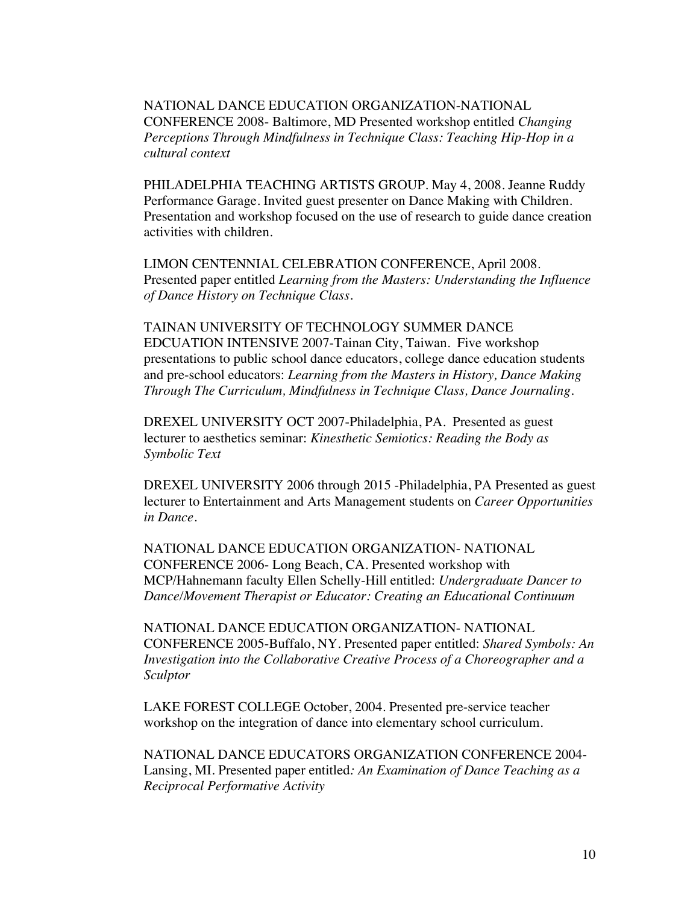NATIONAL DANCE EDUCATION ORGANIZATION-NATIONAL CONFERENCE 2008- Baltimore, MD Presented workshop entitled *Changing Perceptions Through Mindfulness in Technique Class: Teaching Hip-Hop in a cultural context*

PHILADELPHIA TEACHING ARTISTS GROUP. May 4, 2008. Jeanne Ruddy Performance Garage. Invited guest presenter on Dance Making with Children. Presentation and workshop focused on the use of research to guide dance creation activities with children.

LIMON CENTENNIAL CELEBRATION CONFERENCE, April 2008. Presented paper entitled *Learning from the Masters: Understanding the Influence of Dance History on Technique Class.*

TAINAN UNIVERSITY OF TECHNOLOGY SUMMER DANCE EDCUATION INTENSIVE 2007-Tainan City, Taiwan. Five workshop presentations to public school dance educators, college dance education students and pre-school educators: *Learning from the Masters in History, Dance Making Through The Curriculum, Mindfulness in Technique Class, Dance Journaling.*

DREXEL UNIVERSITY OCT 2007-Philadelphia, PA. Presented as guest lecturer to aesthetics seminar: *Kinesthetic Semiotics: Reading the Body as Symbolic Text*

DREXEL UNIVERSITY 2006 through 2015 -Philadelphia, PA Presented as guest lecturer to Entertainment and Arts Management students on *Career Opportunities in Dance.*

NATIONAL DANCE EDUCATION ORGANIZATION- NATIONAL CONFERENCE 2006- Long Beach, CA. Presented workshop with MCP/Hahnemann faculty Ellen Schelly-Hill entitled: *Undergraduate Dancer to Dance/Movement Therapist or Educator: Creating an Educational Continuum*

NATIONAL DANCE EDUCATION ORGANIZATION- NATIONAL CONFERENCE 2005-Buffalo, NY. Presented paper entitled: *Shared Symbols: An Investigation into the Collaborative Creative Process of a Choreographer and a Sculptor*

LAKE FOREST COLLEGE October, 2004. Presented pre-service teacher workshop on the integration of dance into elementary school curriculum.

NATIONAL DANCE EDUCATORS ORGANIZATION CONFERENCE 2004-Lansing, MI. Presented paper entitled*: An Examination of Dance Teaching as a Reciprocal Performative Activity*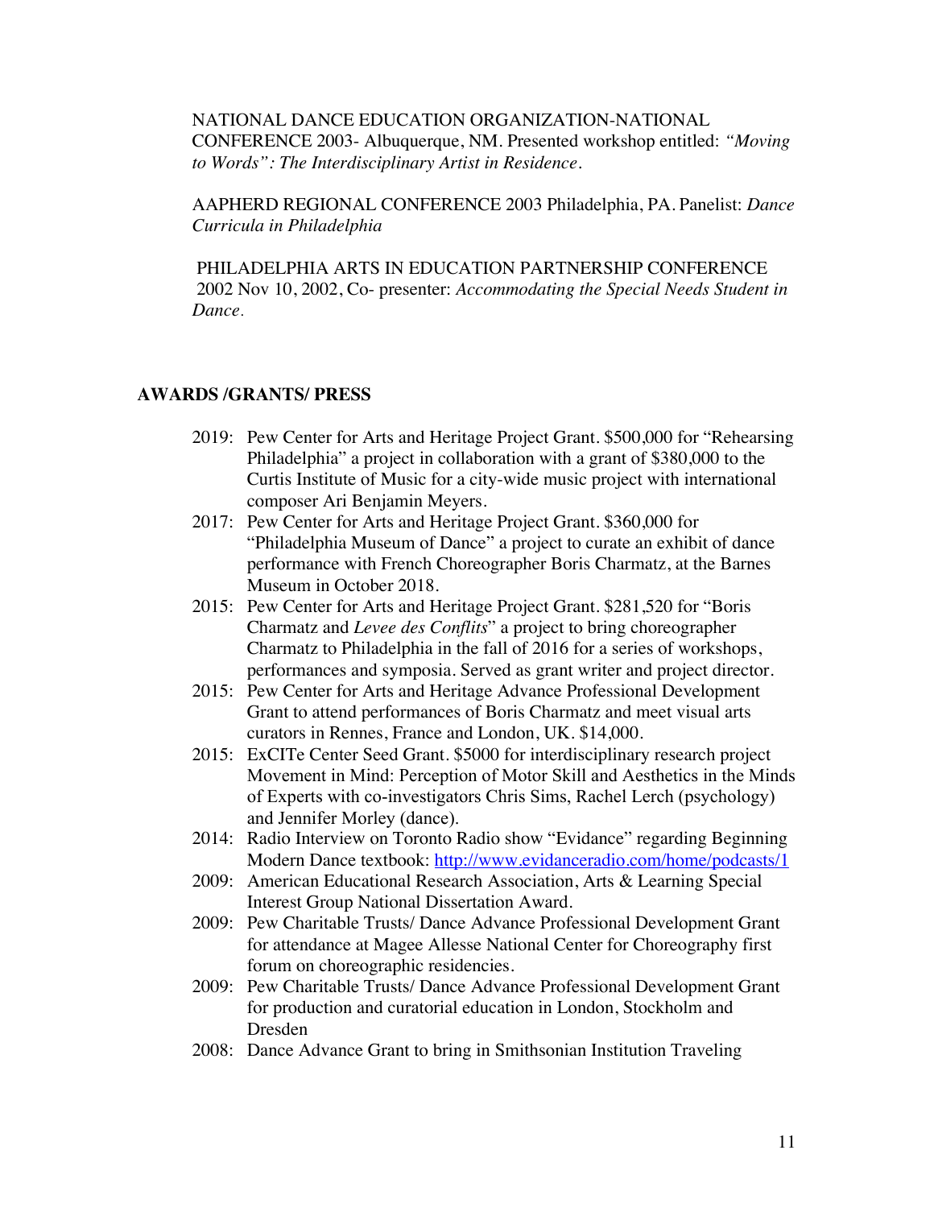NATIONAL DANCE EDUCATION ORGANIZATION-NATIONAL CONFERENCE 2003- Albuquerque, NM. Presented workshop entitled: *"Moving to Words": The Interdisciplinary Artist in Residence*.

AAPHERD REGIONAL CONFERENCE 2003 Philadelphia, PA. Panelist: *Dance Curricula in Philadelphia*

PHILADELPHIA ARTS IN EDUCATION PARTNERSHIP CONFERENCE 2002 Nov 10, 2002, Co- presenter: *Accommodating the Special Needs Student in Dance*.

**AWARDS /GRANTS/ PRESS**

2019: Pew Center for Arts and Heritage Project Grant. $500,000 for "Rehearsing Philadelphia" a project in collaboration with a grant of $380,000 to the Curtis Institute of Music for a city-wide music project with international composer Ari Benjamin Meyers.

2017: Pew Center for Arts and Heritage Project Grant. $360,000 for "Philadelphia Museum of Dance" a project to curate an exhibit of dance performance with French Choreographer Boris Charmatz, at the Barnes Museum in October 2018.

2015: Pew Center for Arts and Heritage Project Grant. $281,520 for "Boris Charmatz and *Levee des Conflits*" a project to bring choreographer Charmatz to Philadelphia in the fall of 2016 for a series of workshops, performances and symposia. Served as grant writer and project director.

2015: Pew Center for Arts and Heritage Advance Professional Development Grant to attend performances of Boris Charmatz and meet visual arts curators in Rennes, France and London, UK. $14,000.

2015: ExCITe Center Seed Grant. $5000 for interdisciplinary research project Movement in Mind: Perception of Motor Skill and Aesthetics in the Minds of Experts with co-investigators Chris Sims, Rachel Lerch (psychology) and Jennifer Morley (dance).

2014: Radio Interview on Toronto Radio show "Evidance" regarding Beginning Modern Dance textbook: [http://www.evidanceradio.com/home/podcasts/1](http://www.evidanceradio.com/home/podcasts/1)

2009: American Educational Research Association, Arts & Learning Special Interest Group National Dissertation Award.

2009: Pew Charitable Trusts/ Dance Advance Professional Development Grant for attendance at Magee Allesse National Center for Choreography first forum on choreographic residencies.

2009: Pew Charitable Trusts/ Dance Advance Professional Development Grant for production and curatorial education in London, Stockholm and Dresden

2008: Dance Advance Grant to bring in Smithsonian Institution Traveling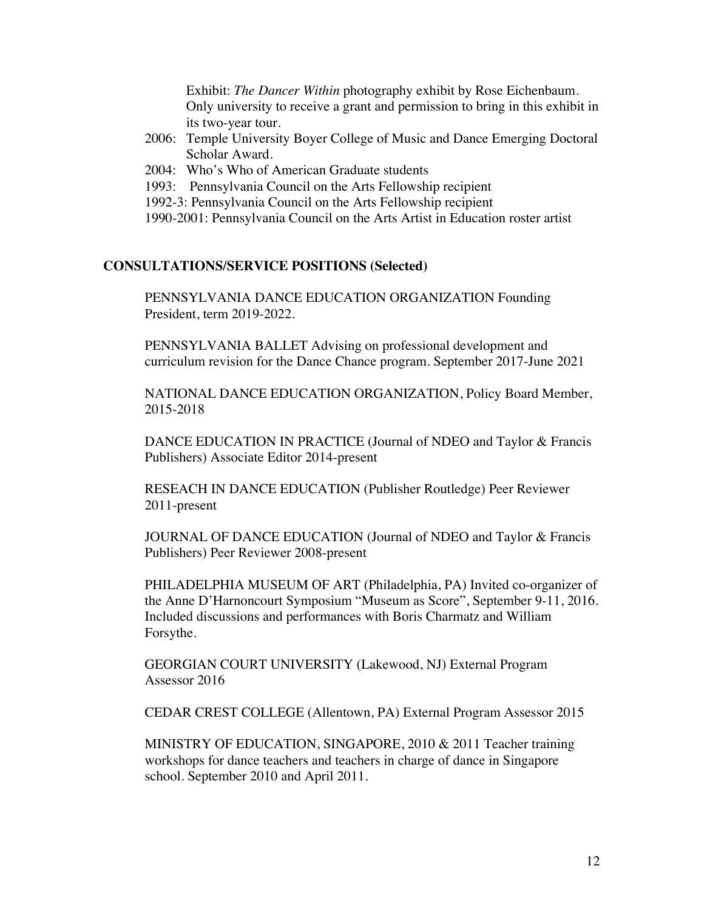Exhibit: *The Dancer Within* photography exhibit by Rose Eichenbaum. Only university to receive a grant and permission to bring in this exhibit in its two-year tour.

- 2006: Temple University Boyer College of Music and Dance Emerging Doctoral Scholar Award.
- 2004: Who's Who of American Graduate students
- 1993: Pennsylvania Council on the Arts Fellowship recipient
- 1992-3: Pennsylvania Council on the Arts Fellowship recipient
- 1990-2001: Pennsylvania Council on the Arts Artist in Education roster artist

## CONSULTATIONS/SERVICE POSITIONS (Selected)

PENNSYLVANIA DANCE EDUCATION ORGANIZATION Founding President, term 2019-2022.

PENNSYLVANIA BALLET Advising on professional development and curriculum revision for the Dance Chance program. September 2017-June 2021

NATIONAL DANCE EDUCATION ORGANIZATION, Policy Board Member, 2015-2018

DANCE EDUCATION IN PRACTICE (Journal of NDEO and Taylor & Francis Publishers) Associate Editor 2014-present

RESEACH IN DANCE EDUCATION (Publisher Routledge) Peer Reviewer 2011-present

JOURNAL OF DANCE EDUCATION (Journal of NDEO and Taylor & Francis Publishers) Peer Reviewer 2008-present

PHILADELPHIA MUSEUM OF ART (Philadelphia, PA) Invited co-organizer of the Anne D'Harnoncourt Symposium "Museum as Score", September 9-11, 2016. Included discussions and performances with Boris Charmatz and William Forsythe.

GEORGIAN COURT UNIVERSITY (Lakewood, NJ) External Program Assessor 2016

CEDAR CREST COLLEGE (Allentown, PA) External Program Assessor 2015

MINISTRY OF EDUCATION, SINGAPORE, 2010 & 2011 Teacher training workshops for dance teachers and teachers in charge of dance in Singapore school. September 2010 and April 2011.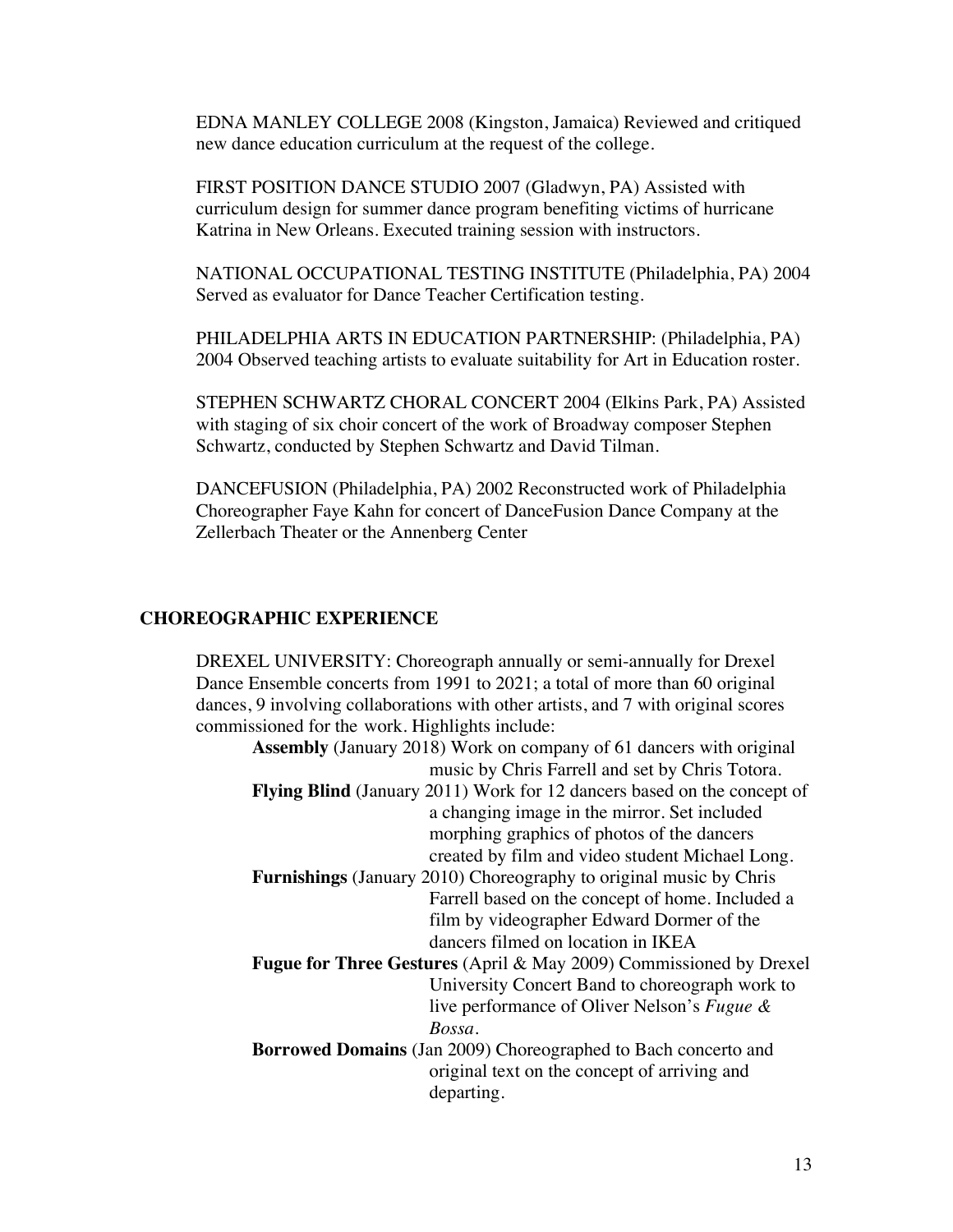EDNA MANLEY COLLEGE 2008 (Kingston, Jamaica) Reviewed and critiqued new dance education curriculum at the request of the college.

FIRST POSITION DANCE STUDIO 2007 (Gladwyn, PA) Assisted with curriculum design for summer dance program benefiting victims of hurricane Katrina in New Orleans. Executed training session with instructors.

NATIONAL OCCUPATIONAL TESTING INSTITUTE (Philadelphia, PA) 2004 Served as evaluator for Dance Teacher Certification testing.

PHILADELPHIA ARTS IN EDUCATION PARTNERSHIP: (Philadelphia, PA) 2004 Observed teaching artists to evaluate suitability for Art in Education roster.

STEPHEN SCHWARTZ CHORAL CONCERT 2004 (Elkins Park, PA) Assisted with staging of six choir concert of the work of Broadway composer Stephen Schwartz, conducted by Stephen Schwartz and David Tilman.

DANCEFUSION (Philadelphia, PA) 2002 Reconstructed work of Philadelphia Choreographer Faye Kahn for concert of DanceFusion Dance Company at the Zellerbach Theater or the Annenberg Center

## CHOREOGRAPHIC EXPERIENCE

DREXEL UNIVERSITY: Choreograph annually or semi-annually for Drexel Dance Ensemble concerts from 1991 to 2021; a total of more than 60 original dances, 9 involving collaborations with other artists, and 7 with original scores commissioned for the work. Highlights include:

- **Assembly** (January 2018) Work on company of 61 dancers with original music by Chris Farrell and set by Chris Totora.
- **Flying Blind** (January 2011) Work for 12 dancers based on the concept of a changing image in the mirror. Set included morphing graphics of photos of the dancers created by film and video student Michael Long.
- **Furnishings** (January 2010) Choreography to original music by Chris Farrell based on the concept of home. Included a film by videographer Edward Dormer of the dancers filmed on location in IKEA
- **Fugue for Three Gestures** (April & May 2009) Commissioned by Drexel University Concert Band to choreograph work to live performance of Oliver Nelson's *Fugue & Bossa*.
- **Borrowed Domains** (Jan 2009) Choreographed to Bach concerto and original text on the concept of arriving and departing.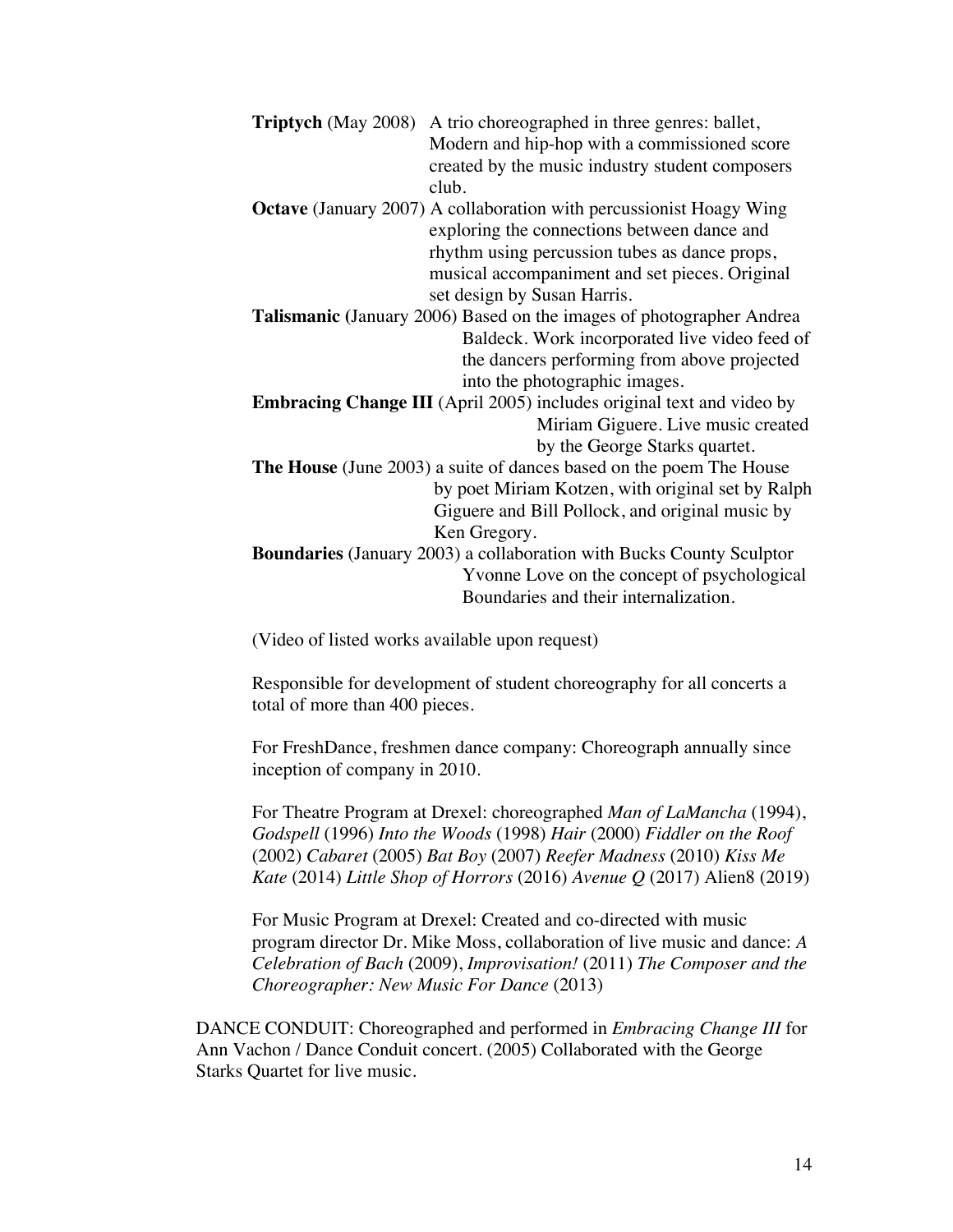**Triptych** (May 2008) A trio choreographed in three genres: ballet, Modern and hip-hop with a commissioned score created by the music industry student composers club.

**Octave** (January 2007) A collaboration with percussionist Hoagy Wing exploring the connections between dance and rhythm using percussion tubes as dance props, musical accompaniment and set pieces. Original set design by Susan Harris.

**Talismanic** (January 2006) Based on the images of photographer Andrea Baldeck. Work incorporated live video feed of the dancers performing from above projected into the photographic images.

**Embracing Change III** (April 2005) includes original text and video by Miriam Giguere. Live music created by the George Starks quartet.

**The House** (June 2003) a suite of dances based on the poem The House by poet Miriam Kotzen, with original set by Ralph Giguere and Bill Pollock, and original music by Ken Gregory.

**Boundaries** (January 2003) a collaboration with Bucks County Sculptor Yvonne Love on the concept of psychological Boundaries and their internalization.

(Video of listed works available upon request)

Responsible for development of student choreography for all concerts a total of more than 400 pieces.

For FreshDance, freshmen dance company: Choreograph annually since inception of company in 2010.

For Theatre Program at Drexel: choreographed *Man of LaMancha* (1994), *Godspell* (1996) *Into the Woods* (1998) *Hair* (2000) *Fiddler on the Roof* (2002) *Cabaret* (2005) *Bat Boy* (2007) *Reefer Madness* (2010) *Kiss Me Kate* (2014) *Little Shop of Horrors* (2016) *Avenue Q* (2017) Alien8 (2019)

For Music Program at Drexel: Created and co-directed with music program director Dr. Mike Moss, collaboration of live music and dance: *A Celebration of Bach* (2009), *Improvisation!* (2011) *The Composer and the Choreographer: New Music For Dance* (2013)

DANCE CONDUIT: Choreographed and performed in *Embracing Change III* for Ann Vachon / Dance Conduit concert. (2005) Collaborated with the George Starks Quartet for live music.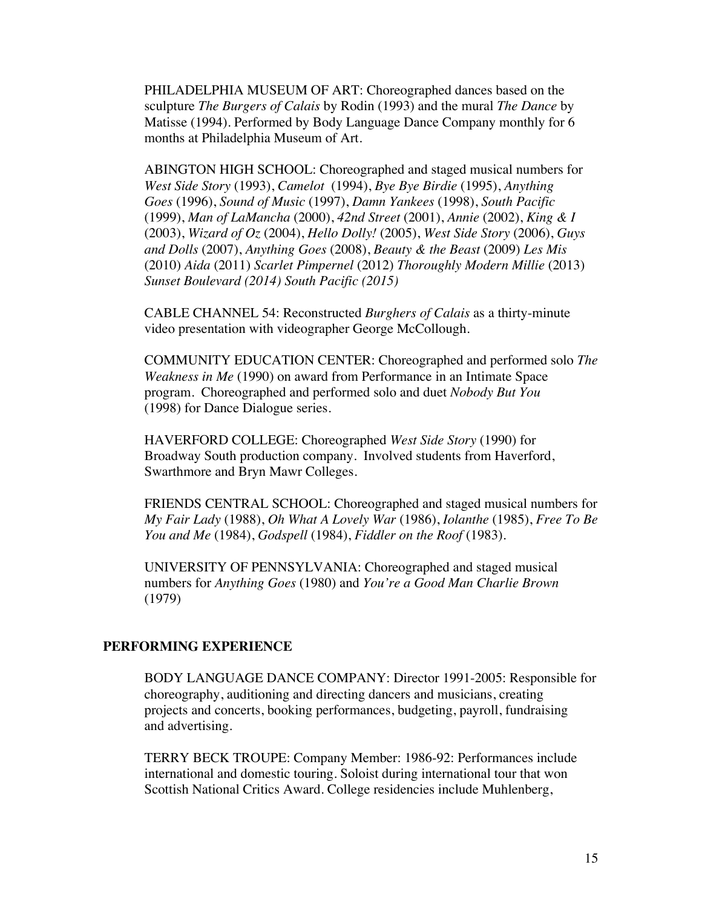PHILADELPHIA MUSEUM OF ART: Choreographed dances based on the sculpture *The Burgers of Calais* by Rodin (1993) and the mural *The Dance* by Matisse (1994). Performed by Body Language Dance Company monthly for 6 months at Philadelphia Museum of Art.

ABINGTON HIGH SCHOOL: Choreographed and staged musical numbers for *West Side Story* (1993), *Camelot* (1994), *Bye Bye Birdie* (1995), *Anything Goes* (1996), *Sound of Music* (1997), *Damn Yankees* (1998), *South Pacific* (1999), *Man of LaMancha* (2000), *42nd Street* (2001), *Annie* (2002), *King & I* (2003), *Wizard of Oz* (2004), *Hello Dolly!* (2005), *West Side Story* (2006), *Guys and Dolls* (2007), *Anything Goes* (2008), *Beauty & the Beast* (2009) *Les Mis* (2010) *Aida* (2011) *Scarlet Pimpernel* (2012) *Thoroughly Modern Millie* (2013) *Sunset Boulevard (2014) South Pacific (2015)*

CABLE CHANNEL 54: Reconstructed *Burghers of Calais* as a thirty-minute video presentation with videographer George McCollough.

COMMUNITY EDUCATION CENTER: Choreographed and performed solo *The Weakness in Me* (1990) on award from Performance in an Intimate Space program. Choreographed and performed solo and duet *Nobody But You* (1998) for Dance Dialogue series.

HAVERFORD COLLEGE: Choreographed *West Side Story* (1990) for Broadway South production company. Involved students from Haverford, Swarthmore and Bryn Mawr Colleges.

FRIENDS CENTRAL SCHOOL: Choreographed and staged musical numbers for *My Fair Lady* (1988), *Oh What A Lovely War* (1986), *Iolanthe* (1985), *Free To Be You and Me* (1984), *Godspell* (1984), *Fiddler on the Roof* (1983).

UNIVERSITY OF PENNSYLVANIA: Choreographed and staged musical numbers for *Anything Goes* (1980) and *You're a Good Man Charlie Brown* (1979)

## PERFORMING EXPERIENCE

BODY LANGUAGE DANCE COMPANY: Director 1991-2005: Responsible for choreography, auditioning and directing dancers and musicians, creating projects and concerts, booking performances, budgeting, payroll, fundraising and advertising.

TERRY BECK TROUPE: Company Member: 1986-92: Performances include international and domestic touring. Soloist during international tour that won Scottish National Critics Award. College residencies include Muhlenberg,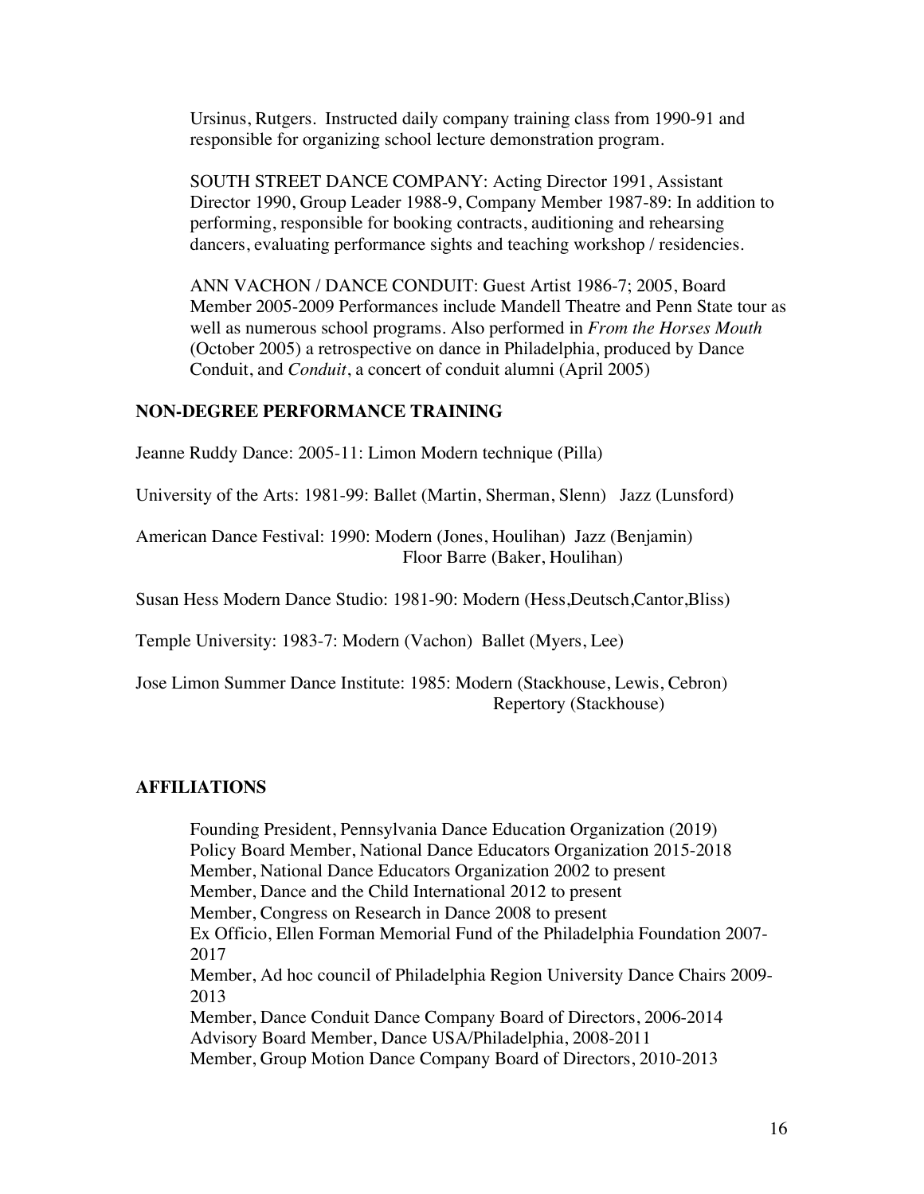Ursinus, Rutgers. Instructed daily company training class from 1990-91 and responsible for organizing school lecture demonstration program.

SOUTH STREET DANCE COMPANY: Acting Director 1991, Assistant Director 1990, Group Leader 1988-9, Company Member 1987-89: In addition to performing, responsible for booking contracts, auditioning and rehearsing dancers, evaluating performance sights and teaching workshop / residencies.

ANN VACHON / DANCE CONDUIT: Guest Artist 1986-7; 2005, Board Member 2005-2009 Performances include Mandell Theatre and Penn State tour as well as numerous school programs. Also performed in *From the Horses Mouth* (October 2005) a retrospective on dance in Philadelphia, produced by Dance Conduit, and *Conduit*, a concert of conduit alumni (April 2005)

**NON-DEGREE PERFORMANCE TRAINING**

Jeanne Ruddy Dance: 2005-11: Limon Modern technique (Pilla)

University of the Arts: 1981-99: Ballet (Martin, Sherman, Slenn) Jazz (Lunsford)

American Dance Festival: 1990: Modern (Jones, Houlihan) Jazz (Benjamin)
Floor Barre (Baker, Houlihan)

Susan Hess Modern Dance Studio: 1981-90: Modern (Hess,Deutsch,Cantor,Bliss)

Temple University: 1983-7: Modern (Vachon) Ballet (Myers, Lee)

Jose Limon Summer Dance Institute: 1985: Modern (Stackhouse, Lewis, Cebron)
Repertory (Stackhouse)

**AFFILIATIONS**

Founding President, Pennsylvania Dance Education Organization (2019)
Policy Board Member, National Dance Educators Organization 2015-2018
Member, National Dance Educators Organization 2002 to present
Member, Dance and the Child International 2012 to present
Member, Congress on Research in Dance 2008 to present
Ex Officio, Ellen Forman Memorial Fund of the Philadelphia Foundation 2007-2017
Member, Ad hoc council of Philadelphia Region University Dance Chairs 2009-2013
Member, Dance Conduit Dance Company Board of Directors, 2006-2014
Advisory Board Member, Dance USA/Philadelphia, 2008-2011
Member, Group Motion Dance Company Board of Directors, 2010-2013